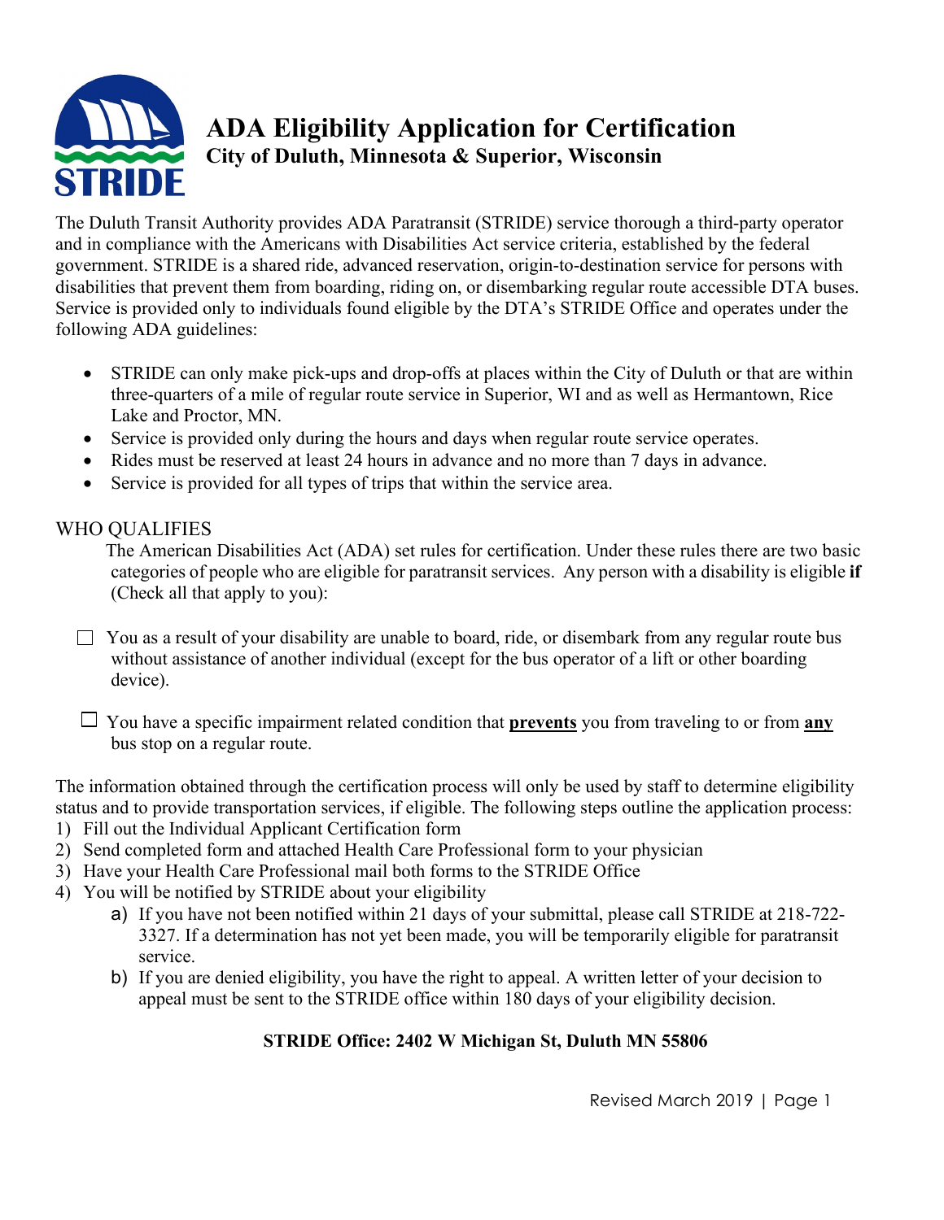# ADA Eligibility Application for Certification

## City of Duluth, Minnesota & Superior, Wisconsin

The Duluth Transit Authority provides ADA Paratransit (STRIDE) service thorough a third-party operator and in compliance with the Americans with Disabilities Act service criteria, established by the federal government. STRIDE is a shared ride, advanced reservation, origin-to-destination service for persons with disabilities that prevent them from boarding, riding on, or disembarking regular route accessible DTA buses. Service is provided only to individuals found eligible by the DTA's STRIDE Office and operates under the following ADA guidelines:

- STRIDE can only make pick-ups and drop-offs at places within the City of Duluth or that are within three-quarters of a mile of regular route service in Superior, WI and as well as Hermantown, Rice Lake and Proctor, MN.
- Service is provided only during the hours and days when regular route service operates.
- Rides must be reserved at least 24 hours in advance and no more than 7 days in advance.
- Service is provided for all types of trips that within the service area.

WHO QUALIFIES

The American Disabilities Act (ADA) set rules for certification. Under these rules there are two basic categories of people who are eligible for paratransit services. Any person with a disability is eligible **if** (Check all that apply to you):

☐ You as a result of your disability are unable to board, ride, or disembark from any regular route bus without assistance of another individual (except for the bus operator of a lift or other boarding device).

☐ You have a specific impairment related condition that **prevents** you from traveling to or from **any** bus stop on a regular route.

The information obtained through the certification process will only be used by staff to determine eligibility status and to provide transportation services, if eligible. The following steps outline the application process:

1) Fill out the Individual Applicant Certification form
2) Send completed form and attached Health Care Professional form to your physician
3) Have your Health Care Professional mail both forms to the STRIDE Office
4) You will be notified by STRIDE about your eligibility
    a) If you have not been notified within 21 days of your submittal, please call STRIDE at 218-722-3327. If a determination has not yet been made, you will be temporarily eligible for paratransit service.
    b) If you are denied eligibility, you have the right to appeal. A written letter of your decision to appeal must be sent to the STRIDE office within 180 days of your eligibility decision.

**STRIDE Office: 2402 W Michigan St, Duluth MN 55806**

Revised March 2019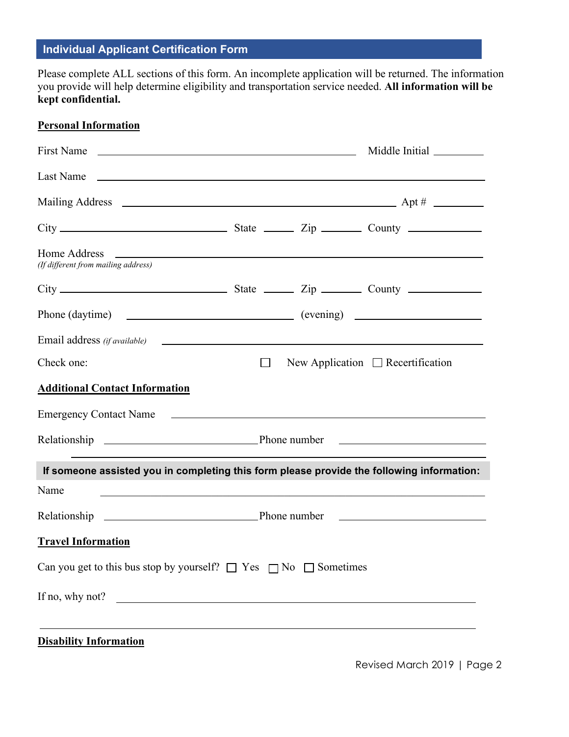## Individual Applicant Certification Form

Please complete ALL sections of this form. An incomplete application will be returned. The information you provide will help determine eligibility and transportation service needed. **All information will be kept confidential.**

**Personal Information**

First Name ______________________________ Middle Initial ________

Last Name ______________________________________________

Mailing Address ______________________________ Apt # ________

City ____________________ State _____ Zip _______ County __________

Home Address ______________________________________________
*(If different from mailing address)*

City ____________________ State _____ Zip _______ County __________

Phone (daytime) ____________________ (evening) ____________________

Email address *(if available)* ______________________________________

Check one: ☐ New Application ☐ Recertification

**Additional Contact Information**

Emergency Contact Name ______________________________________

Relationship ____________________ Phone number ____________________

**If someone assisted you in completing this form please provide the following information:**

Name ______________________________________________

Relationship ____________________ Phone number ____________________

**Travel Information**

Can you get to this bus stop by yourself? ☐ Yes ☐ No ☐ Sometimes

If no, why not? ______________________________________________

______________________________________________

**Disability Information**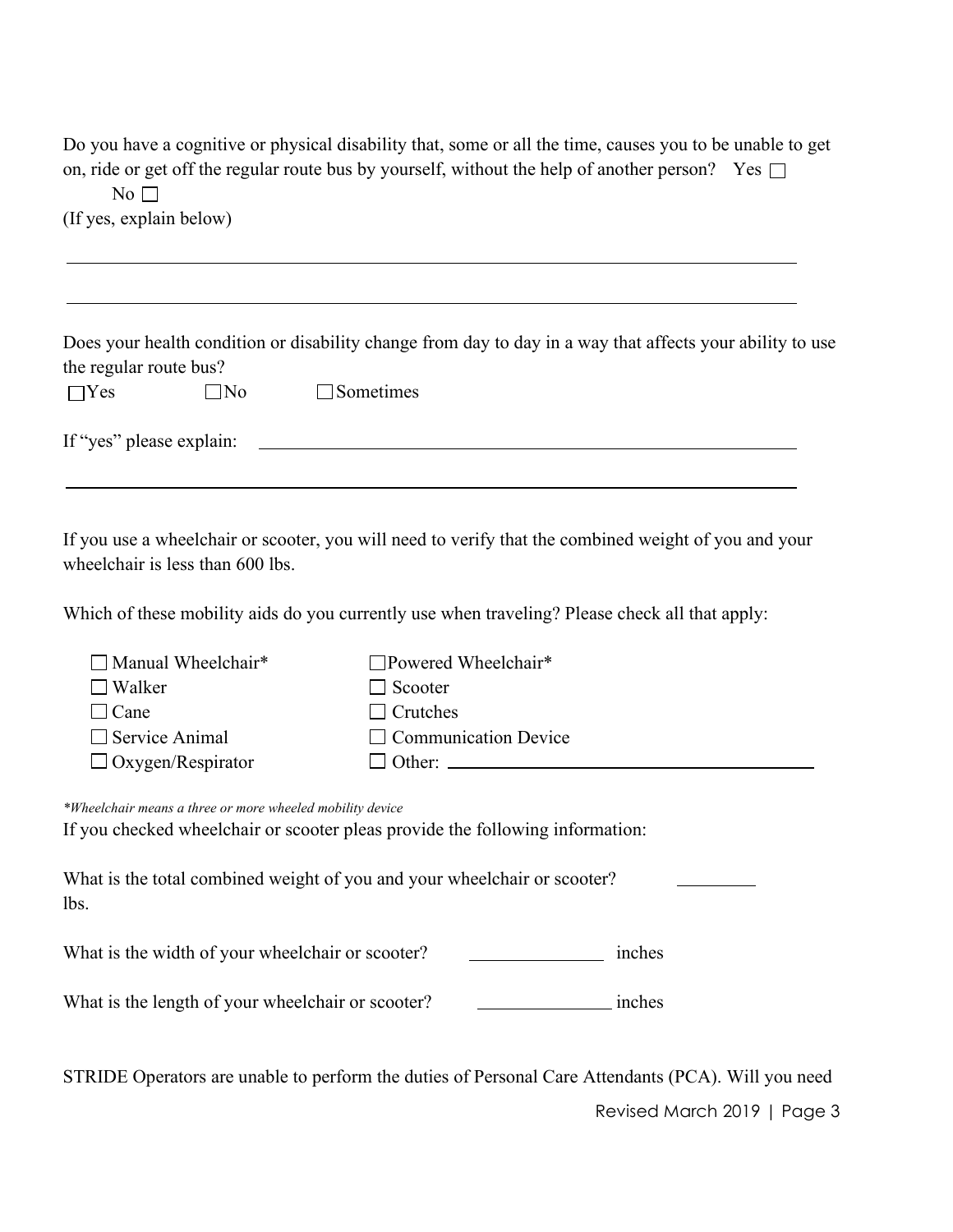Do you have a cognitive or physical disability that, some or all the time, causes you to be unable to get on, ride or get off the regular route bus by yourself, without the help of another person? Yes ☐ No ☐

(If yes, explain below)

\_\_\_\_\_\_\_\_\_\_\_\_\_\_\_\_\_\_\_\_\_\_\_\_\_\_\_\_\_\_\_\_\_\_\_\_\_\_\_\_\_\_\_\_\_\_\_\_\_\_\_\_\_\_\_\_\_\_\_\_\_\_\_\_\_\_\_\_\_\_

\_\_\_\_\_\_\_\_\_\_\_\_\_\_\_\_\_\_\_\_\_\_\_\_\_\_\_\_\_\_\_\_\_\_\_\_\_\_\_\_\_\_\_\_\_\_\_\_\_\_\_\_\_\_\_\_\_\_\_\_\_\_\_\_\_\_\_\_\_\_

Does your health condition or disability change from day to day in a way that affects your ability to use the regular route bus?

☐Yes ☐No ☐Sometimes

If "yes" please explain: \_\_\_\_\_\_\_\_\_\_\_\_\_\_\_\_\_\_\_\_\_\_\_\_\_\_\_\_\_\_\_\_\_\_\_\_\_\_\_\_\_\_\_\_\_\_\_\_\_\_

\_\_\_\_\_\_\_\_\_\_\_\_\_\_\_\_\_\_\_\_\_\_\_\_\_\_\_\_\_\_\_\_\_\_\_\_\_\_\_\_\_\_\_\_\_\_\_\_\_\_\_\_\_\_\_\_\_\_\_\_\_\_\_\_\_\_\_\_\_\_

If you use a wheelchair or scooter, you will need to verify that the combined weight of you and your wheelchair is less than 600 lbs.

Which of these mobility aids do you currently use when traveling? Please check all that apply:

- ☐ Manual Wheelchair*
- ☐ Powered Wheelchair*
- ☐ Walker
- ☐ Scooter
- ☐ Cane
- ☐ Crutches
- ☐ Service Animal
- ☐ Communication Device
- ☐ Oxygen/Respirator
- ☐ Other: \_\_\_\_\_\_\_\_\_\_\_\_\_\_\_\_\_\_\_\_\_\_\_\_\_\_\_\_\_\_\_\_

*\*Wheelchair means a three or more wheeled mobility device*

If you checked wheelchair or scooter pleas provide the following information:

What is the total combined weight of you and your wheelchair or scooter? \_\_\_\_\_\_\_\_ lbs.

What is the width of your wheelchair or scooter? \_\_\_\_\_\_\_\_\_\_\_\_ inches

What is the length of your wheelchair or scooter? \_\_\_\_\_\_\_\_\_\_\_\_ inches

STRIDE Operators are unable to perform the duties of Personal Care Attendants (PCA). Will you need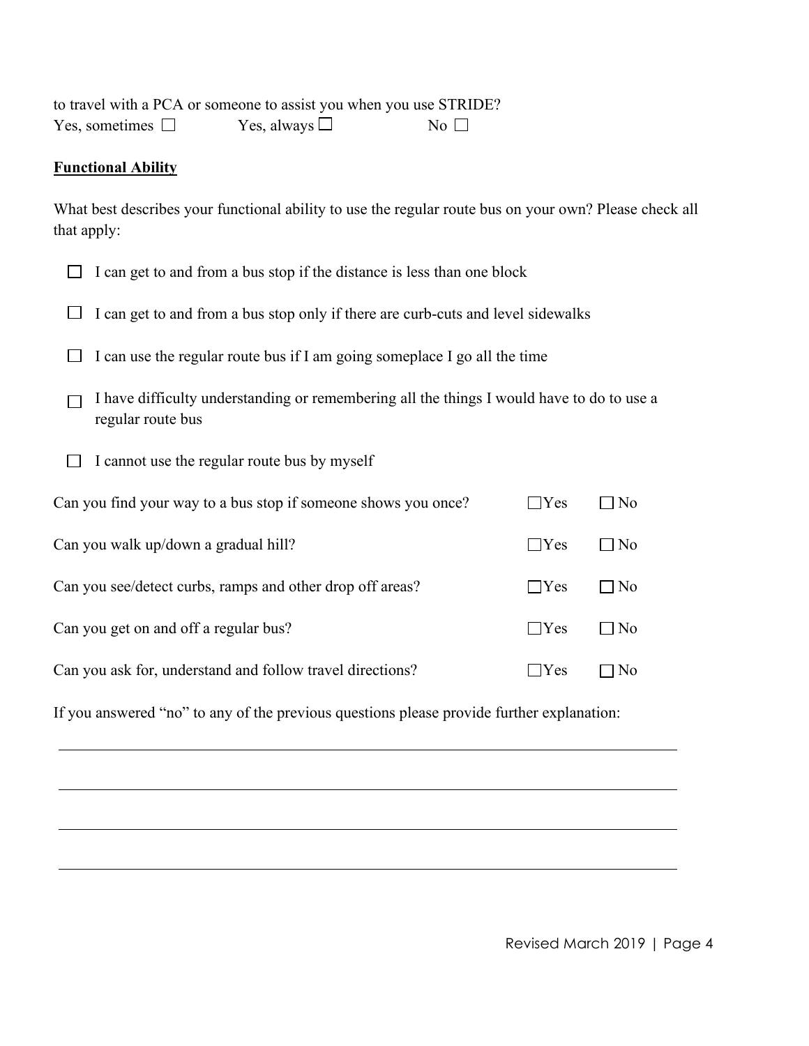to travel with a PCA or someone to assist you when you use STRIDE?

Yes, sometimes ☐ Yes, always ☐ No ☐

**Functional Ability**

What best describes your functional ability to use the regular route bus on your own? Please check all that apply:

- ☐ I can get to and from a bus stop if the distance is less than one block
- ☐ I can get to and from a bus stop only if there are curb-cuts and level sidewalks
- ☐ I can use the regular route bus if I am going someplace I go all the time
- ☐ I have difficulty understanding or remembering all the things I would have to do to use a regular route bus
- ☐ I cannot use the regular route bus by myself

| | | |
|---|---|---|
| Can you find your way to a bus stop if someone shows you once? | ☐Yes | ☐No |
| Can you walk up/down a gradual hill? | ☐Yes | ☐No |
| Can you see/detect curbs, ramps and other drop off areas? | ☐Yes | ☐No |
| Can you get on and off a regular bus? | ☐Yes | ☐No |
| Can you ask for, understand and follow travel directions? | ☐Yes | ☐No |

If you answered "no" to any of the previous questions please provide further explanation:

\_\_\_\_\_\_\_\_\_\_\_\_\_\_\_\_\_\_\_\_\_\_\_\_\_\_\_\_\_\_\_\_\_\_\_\_\_\_\_\_\_\_\_\_\_\_\_\_\_\_\_\_\_\_\_\_\_\_\_\_

\_\_\_\_\_\_\_\_\_\_\_\_\_\_\_\_\_\_\_\_\_\_\_\_\_\_\_\_\_\_\_\_\_\_\_\_\_\_\_\_\_\_\_\_\_\_\_\_\_\_\_\_\_\_\_\_\_\_\_\_

\_\_\_\_\_\_\_\_\_\_\_\_\_\_\_\_\_\_\_\_\_\_\_\_\_\_\_\_\_\_\_\_\_\_\_\_\_\_\_\_\_\_\_\_\_\_\_\_\_\_\_\_\_\_\_\_\_\_\_\_

\_\_\_\_\_\_\_\_\_\_\_\_\_\_\_\_\_\_\_\_\_\_\_\_\_\_\_\_\_\_\_\_\_\_\_\_\_\_\_\_\_\_\_\_\_\_\_\_\_\_\_\_\_\_\_\_\_\_\_\_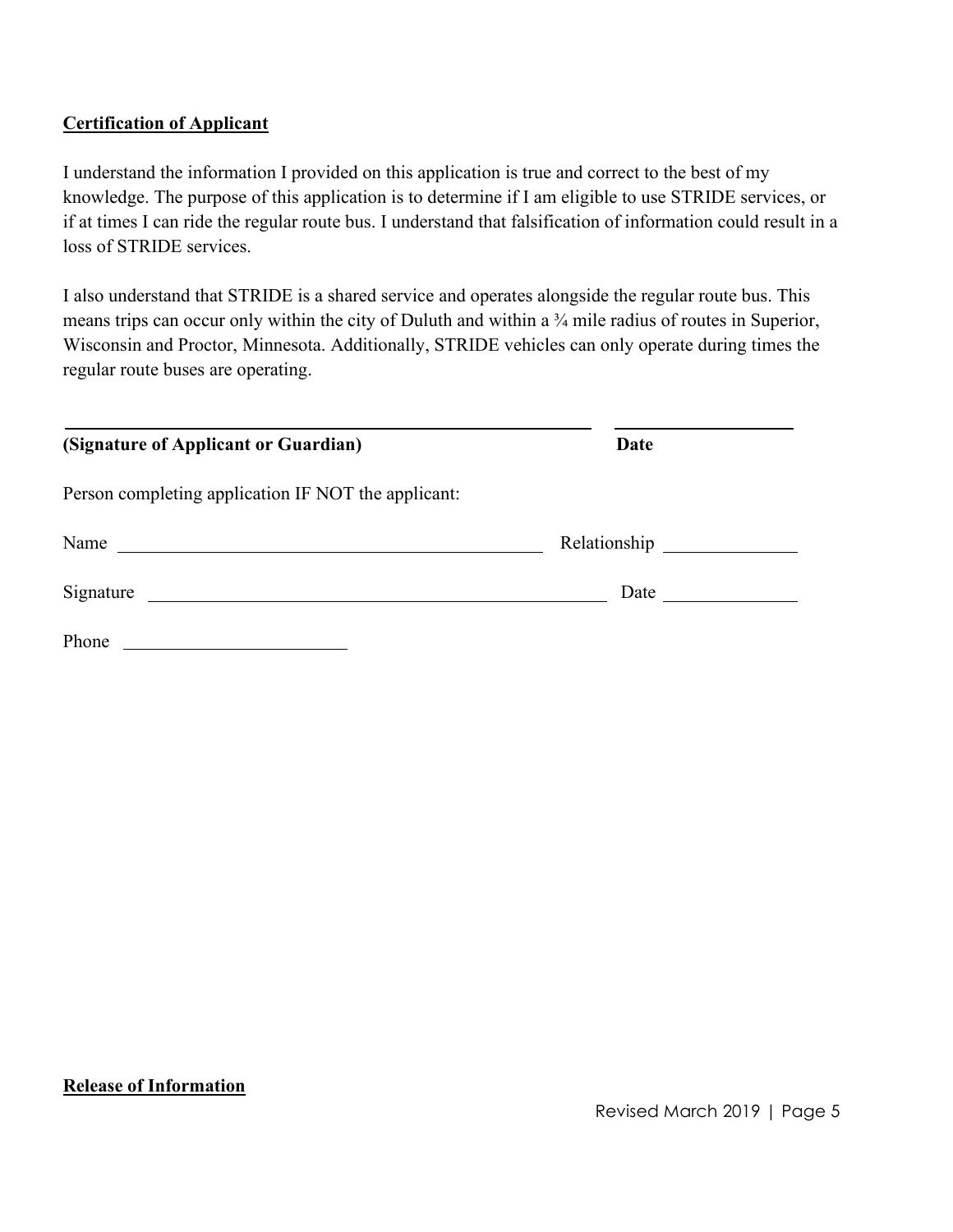**Certification of Applicant**

I understand the information I provided on this application is true and correct to the best of my knowledge. The purpose of this application is to determine if I am eligible to use STRIDE services, or if at times I can ride the regular route bus. I understand that falsification of information could result in a loss of STRIDE services.

I also understand that STRIDE is a shared service and operates alongside the regular route bus. This means trips can occur only within the city of Duluth and within a ¾ mile radius of routes in Superior, Wisconsin and Proctor, Minnesota. Additionally, STRIDE vehicles can only operate during times the regular route buses are operating.

\_\_\_\_\_\_\_\_\_\_\_\_\_\_\_\_\_\_\_\_\_\_\_\_\_\_\_\_\_\_\_\_\_\_\_\_\_\_\_\_ \_\_\_\_\_\_\_\_\_\_\_\_\_\_\_\_\_\_\_\_

**(Signature of Applicant or Guardian)** **Date**

Person completing application IF NOT the applicant:

Name \_\_\_\_\_\_\_\_\_\_\_\_\_\_\_\_\_\_\_\_\_\_\_\_\_\_\_\_\_\_\_\_\_\_\_\_\_\_ Relationship \_\_\_\_\_\_\_\_\_\_\_\_\_\_\_\_

Signature \_\_\_\_\_\_\_\_\_\_\_\_\_\_\_\_\_\_\_\_\_\_\_\_\_\_\_\_\_\_\_\_\_\_\_\_\_\_\_\_ Date \_\_\_\_\_\_\_\_\_\_\_\_\_\_\_\_

Phone \_\_\_\_\_\_\_\_\_\_\_\_\_\_\_\_\_\_\_\_

**Release of Information**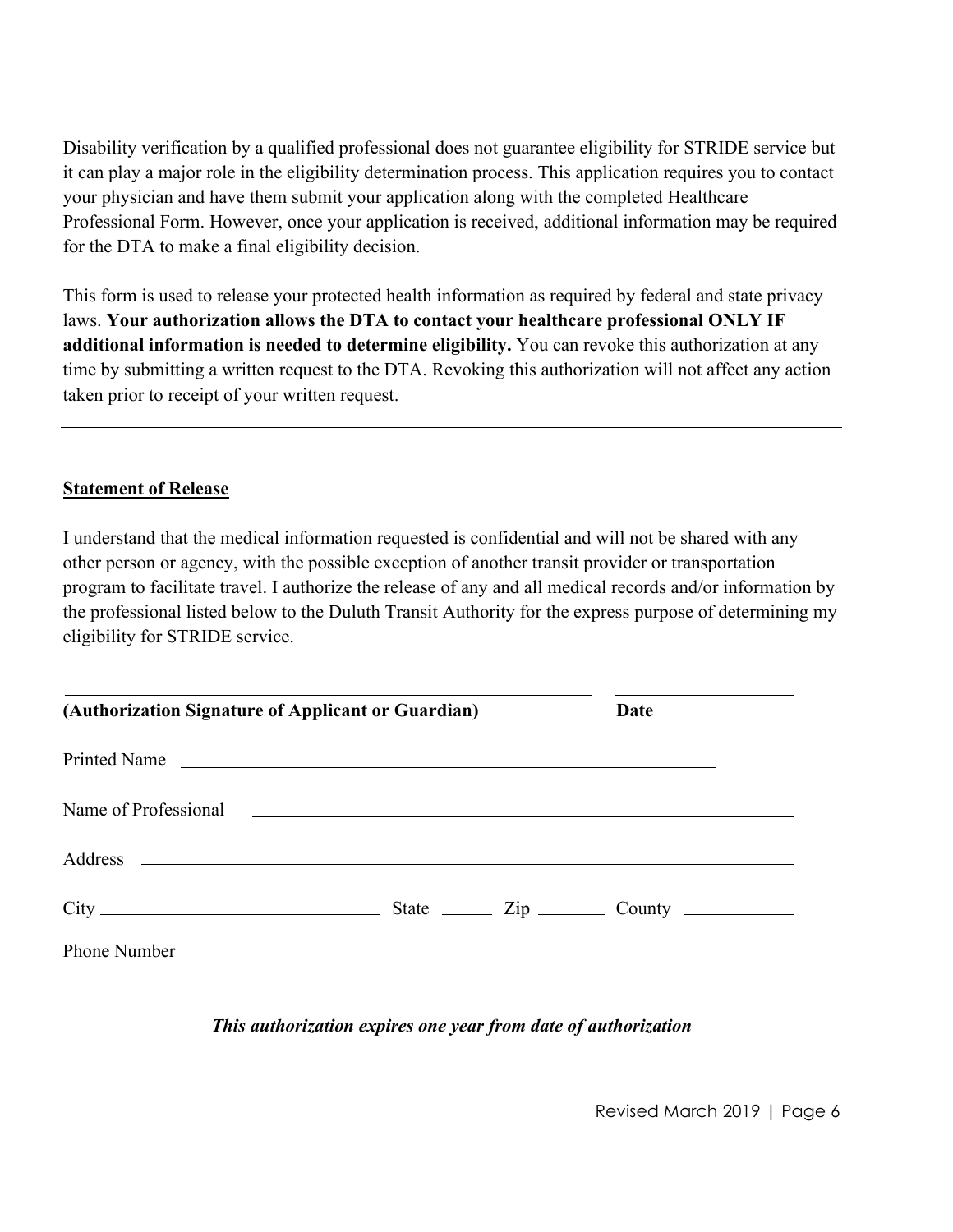Disability verification by a qualified professional does not guarantee eligibility for STRIDE service but it can play a major role in the eligibility determination process. This application requires you to contact your physician and have them submit your application along with the completed Healthcare Professional Form. However, once your application is received, additional information may be required for the DTA to make a final eligibility decision.

This form is used to release your protected health information as required by federal and state privacy laws. **Your authorization allows the DTA to contact your healthcare professional ONLY IF additional information is needed to determine eligibility.** You can revoke this authorization at any time by submitting a written request to the DTA. Revoking this authorization will not affect any action taken prior to receipt of your written request.

---

## Statement of Release

I understand that the medical information requested is confidential and will not be shared with any other person or agency, with the possible exception of another transit provider or transportation program to facilitate travel. I authorize the release of any and all medical records and/or information by the professional listed below to the Duluth Transit Authority for the express purpose of determining my eligibility for STRIDE service.

\_\_\_\_\_\_\_\_\_\_\_\_\_\_\_\_\_\_\_\_\_\_\_\_\_\_\_\_\_\_\_\_\_\_\_\_\_\_\_\_\_\_\_\_\_\_ \_\_\_\_\_\_\_\_\_\_\_\_\_\_\_\_

**(Authorization Signature of Applicant or Guardian)** **Date**

Printed Name \_\_\_\_\_\_\_\_\_\_\_\_\_\_\_\_\_\_\_\_\_\_\_\_\_\_\_\_\_\_\_\_\_\_\_\_\_\_\_\_\_\_\_\_\_\_\_\_

Name of Professional \_\_\_\_\_\_\_\_\_\_\_\_\_\_\_\_\_\_\_\_\_\_\_\_\_\_\_\_\_\_\_\_\_\_\_\_\_\_\_\_\_\_\_\_

Address \_\_\_\_\_\_\_\_\_\_\_\_\_\_\_\_\_\_\_\_\_\_\_\_\_\_\_\_\_\_\_\_\_\_\_\_\_\_\_\_\_\_\_\_\_\_\_\_\_\_\_\_\_\_\_\_

City \_\_\_\_\_\_\_\_\_\_\_\_\_\_\_\_\_\_\_\_\_\_\_\_\_ State \_\_\_\_\_ Zip \_\_\_\_\_\_ County \_\_\_\_\_\_\_\_\_\_

Phone Number \_\_\_\_\_\_\_\_\_\_\_\_\_\_\_\_\_\_\_\_\_\_\_\_\_\_\_\_\_\_\_\_\_\_\_\_\_\_\_\_\_\_\_\_\_\_\_\_\_\_\_

***This authorization expires one year from date of authorization***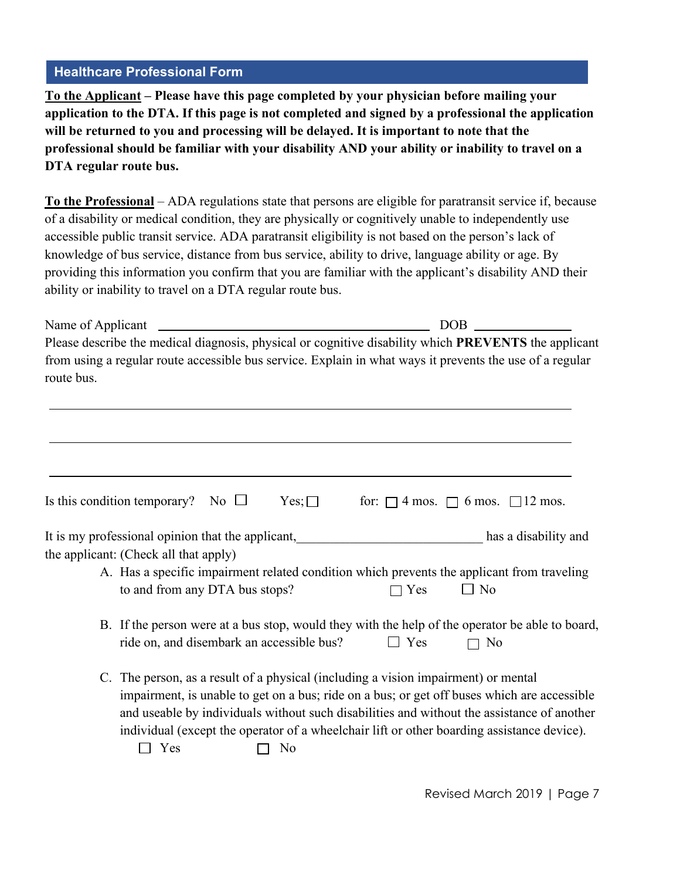## Healthcare Professional Form

**<u>To the Applicant</u> – Please have this page completed by your physician before mailing your application to the DTA. If this page is not completed and signed by a professional the application will be returned to you and processing will be delayed. It is important to note that the professional should be familiar with your disability AND your ability or inability to travel on a DTA regular route bus.**

**<u>To the Professional</u>** – ADA regulations state that persons are eligible for paratransit service if, because of a disability or medical condition, they are physically or cognitively unable to independently use accessible public transit service. ADA paratransit eligibility is not based on the person's lack of knowledge of bus service, distance from bus service, ability to drive, language ability or age. By providing this information you confirm that you are familiar with the applicant's disability AND their ability or inability to travel on a DTA regular route bus.

Name of Applicant ______________________________ DOB ______________

Please describe the medical diagnosis, physical or cognitive disability which **PREVENTS** the applicant from using a regular route accessible bus service. Explain in what ways it prevents the use of a regular route bus.

______________________________________________________________________

______________________________________________________________________

______________________________________________________________________

Is this condition temporary? No ☐ Yes; ☐ for: ☐ 4 mos. ☐ 6 mos. ☐ 12 mos.

It is my professional opinion that the applicant, ____________________________ has a disability and the applicant: (Check all that apply)

A. Has a specific impairment related condition which prevents the applicant from traveling to and from any DTA bus stops? ☐ Yes ☐ No

B. If the person were at a bus stop, would they with the help of the operator be able to board, ride on, and disembark an accessible bus? ☐ Yes ☐ No

C. The person, as a result of a physical (including a vision impairment) or mental impairment, is unable to get on a bus; ride on a bus; or get off buses which are accessible and useable by individuals without such disabilities and without the assistance of another individual (except the operator of a wheelchair lift or other boarding assistance device).
   ☐ Yes ☐ No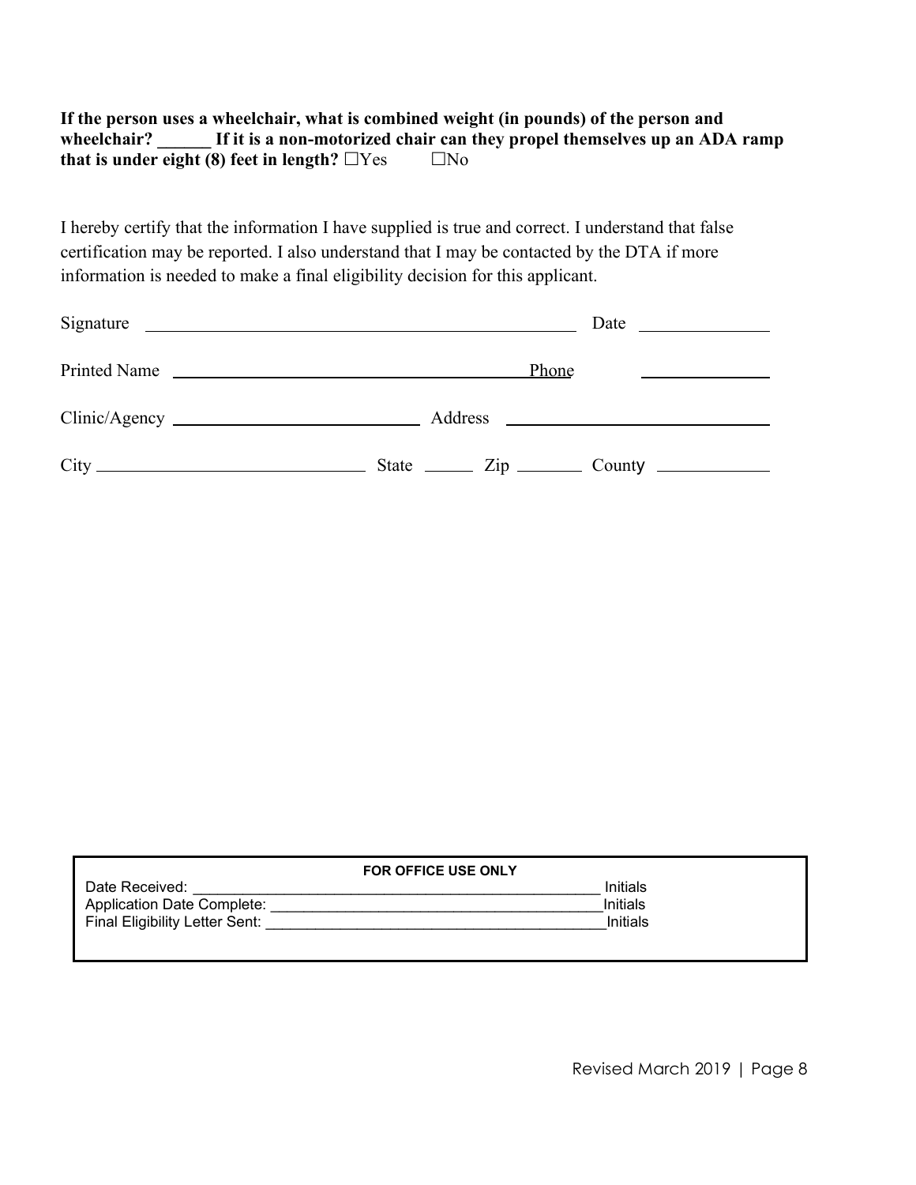**If the person uses a wheelchair, what is combined weight (in pounds) of the person and wheelchair? ______ If it is a non-motorized chair can they propel themselves up an ADA ramp that is under eight (8) feet in length?** ☐Yes ☐No

I hereby certify that the information I have supplied is true and correct. I understand that false certification may be reported. I also understand that I may be contacted by the DTA if more information is needed to make a final eligibility decision for this applicant.

Signature ________________________________________ Date ______________

Printed Name ____________________________________ Phone ______________

Clinic/Agency __________________________ Address ____________________________

City ____________________________ State ______ Zip _______ County ____________

**FOR OFFICE USE ONLY**

Date Received: _____________________________________________ Initials

Application Date Complete: ___________________________________ Initials

Final Eligibility Letter Sent: ___________________________________ Initials